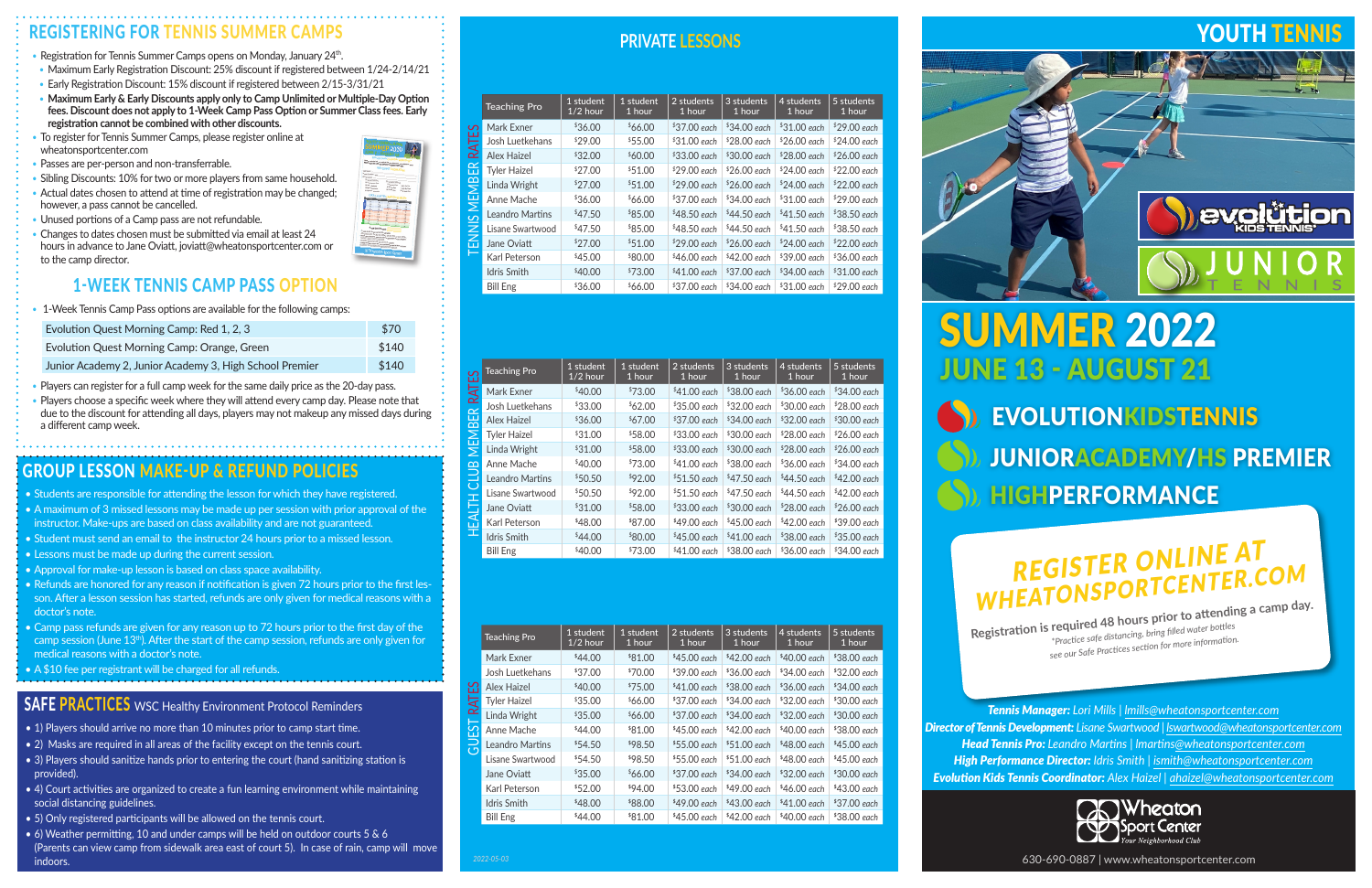## REGISTERING FOR TENNIS SUMMER CAMPS

- Registration for Tennis Summer Camps opens on Monday, January 24th.
  - Maximum Early Registration Discount: 25% discount if registered between 1/24-2/14/21
  - Early Registration Discount: 15% discount if registered between 2/15-3/31/21
  - **Maximum Early & Early Discounts apply only to Camp Unlimited or Multiple-Day Option fees. Discount does not apply to 1-Week Camp Pass Option or Summer Class fees. Early registration cannot be combined with other discounts.**
- To register for Tennis Summer Camps, please register online at wheatonsportcenter.com
- Passes are per-person and non-transferrable.
- Sibling Discounts: 10% for two or more players from same household.
- Actual dates chosen to attend at time of registration may be changed; however, a pass cannot be cancelled.
- Unused portions of a Camp pass are not refundable.
- Changes to dates chosen must be submitted via email at least 24 hours in advance to Jane Oviatt, joviatt@wheatonsportcenter.com or to the camp director.

## 1-WEEK TENNIS CAMP PASS OPTION

- 1-Week Tennis Camp Pass options are available for the following camps:

| Camp | Price |
|---|---|
| Evolution Quest Morning Camp: Red 1, 2, 3 | $70 |
| Evolution Quest Morning Camp: Orange, Green | $140 |
| Junior Academy 2, Junior Academy 3, High School Premier | $140 |

- Players can register for a full camp week for the same daily price as the 20-day pass.
- Players choose a specific week where they will attend every camp day. Please note that due to the discount for attending all days, players may not makeup any missed days during a different camp week.

## GROUP LESSON MAKE-UP & REFUND POLICIES

- Students are responsible for attending the lesson for which they have registered.
- A maximum of 3 missed lessons may be made up per session with prior approval of the instructor. Make-ups are based on class availability and are not guaranteed.
- Student must send an email to the instructor 24 hours prior to a missed lesson.
- Lessons must be made up during the current session.
- Approval for make-up lesson is based on class space availability.
- Refunds are honored for any reason if notification is given 72 hours prior to the first lesson. After a lesson session has started, refunds are only given for medical reasons with a doctor's note.
- Camp pass refunds are given for any reason up to 72 hours prior to the first day of the camp session (June 13th). After the start of the camp session, refunds are only given for medical reasons with a doctor's note.
- A $10 fee per registrant will be charged for all refunds.

## SAFE PRACTICES WSC Healthy Environment Protocol Reminders

- 1) Players should arrive no more than 10 minutes prior to camp start time.
- 2) Masks are required in all areas of the facility except on the tennis court.
- 3) Players should sanitize hands prior to entering the court (hand sanitizing station is provided).
- 4) Court activities are organized to create a fun learning environment while maintaining social distancing guidelines.
- 5) Only registered participants will be allowed on the tennis court.
- 6) Weather permitting, 10 and under camps will be held on outdoor courts 5 & 6 (Parents can view camp from sidewalk area east of court 5). In case of rain, camp will move indoors.

## PRIVATE LESSONS

### TENNIS MEMBER RATES

| Teaching Pro | 1 student 1/2 hour | 1 student 1 hour | 2 students 1 hour | 3 students 1 hour | 4 students 1 hour | 5 students 1 hour |
|---|---|---|---|---|---|---|
| Mark Exner | $36.00 | $66.00 | $37.00 each | $34.00 each | $31.00 each | $29.00 each |
| Josh Luetkehans | $29.00 | $55.00 | $31.00 each | $28.00 each | $26.00 each | $24.00 each |
| Alex Haizel | $32.00 | $60.00 | $33.00 each | $30.00 each | $28.00 each | $26.00 each |
| Tyler Haizel | $27.00 | $51.00 | $29.00 each | $26.00 each | $24.00 each | $22.00 each |
| Linda Wright | $27.00 | $51.00 | $29.00 each | $26.00 each | $24.00 each | $22.00 each |
| Anne Mache | $36.00 | $66.00 | $37.00 each | $34.00 each | $31.00 each | $29.00 each |
| Leandro Martins | $47.50 | $85.00 | $48.50 each | $44.50 each | $41.50 each | $38.50 each |
| Lisane Swartwood | $47.50 | $85.00 | $48.50 each | $44.50 each | $41.50 each | $38.50 each |
| Jane Oviatt | $27.00 | $51.00 | $29.00 each | $26.00 each | $24.00 each | $22.00 each |
| Karl Peterson | $45.00 | $80.00 | $46.00 each | $42.00 each | $39.00 each | $36.00 each |
| Idris Smith | $40.00 | $73.00 | $41.00 each | $37.00 each | $34.00 each | $31.00 each |
| Bill Eng | $36.00 | $66.00 | $37.00 each | $34.00 each | $31.00 each | $29.00 each |

### HEALTH CLUB MEMBER RATES

| Teaching Pro | 1 student 1/2 hour | 1 student 1 hour | 2 students 1 hour | 3 students 1 hour | 4 students 1 hour | 5 students 1 hour |
|---|---|---|---|---|---|---|
| Mark Exner | $40.00 | $73.00 | $41.00 each | $38.00 each | $36.00 each | $34.00 each |
| Josh Luetkehans | $33.00 | $62.00 | $35.00 each | $32.00 each | $30.00 each | $28.00 each |
| Alex Haizel | $36.00 | $67.00 | $37.00 each | $34.00 each | $32.00 each | $30.00 each |
| Tyler Haizel | $31.00 | $58.00 | $33.00 each | $30.00 each | $28.00 each | $26.00 each |
| Linda Wright | $31.00 | $58.00 | $33.00 each | $30.00 each | $28.00 each | $26.00 each |
| Anne Mache | $40.00 | $73.00 | $41.00 each | $38.00 each | $36.00 each | $34.00 each |
| Leandro Martins | $50.50 | $92.00 | $51.50 each | $47.50 each | $44.50 each | $42.00 each |
| Lisane Swartwood | $50.50 | $92.00 | $51.50 each | $47.50 each | $44.50 each | $42.00 each |
| Jane Oviatt | $31.00 | $58.00 | $33.00 each | $30.00 each | $28.00 each | $26.00 each |
| Karl Peterson | $48.00 | $87.00 | $49.00 each | $45.00 each | $42.00 each | $39.00 each |
| Idris Smith | $44.00 | $80.00 | $45.00 each | $41.00 each | $38.00 each | $35.00 each |
| Bill Eng | $40.00 | $73.00 | $41.00 each | $38.00 each | $36.00 each | $34.00 each |

### GUEST RATES

| Teaching Pro | 1 student 1/2 hour | 1 student 1 hour | 2 students 1 hour | 3 students 1 hour | 4 students 1 hour | 5 students 1 hour |
|---|---|---|---|---|---|---|
| Mark Exner | $44.00 | $81.00 | $45.00 each | $42.00 each | $40.00 each | $38.00 each |
| Josh Luetkehans | $37.00 | $70.00 | $39.00 each | $36.00 each | $34.00 each | $32.00 each |
| Alex Haizel | $40.00 | $75.00 | $41.00 each | $38.00 each | $36.00 each | $34.00 each |
| Tyler Haizel | $35.00 | $66.00 | $37.00 each | $34.00 each | $32.00 each | $30.00 each |
| Linda Wright | $35.00 | $66.00 | $37.00 each | $34.00 each | $32.00 each | $30.00 each |
| Anne Mache | $44.00 | $81.00 | $45.00 each | $42.00 each | $40.00 each | $38.00 each |
| Leandro Martins | $54.50 | $98.50 | $55.00 each | $51.00 each | $48.00 each | $45.00 each |
| Lisane Swartwood | $54.50 | $98.50 | $55.00 each | $51.00 each | $48.00 each | $45.00 each |
| Jane Oviatt | $35.00 | $66.00 | $37.00 each | $34.00 each | $32.00 each | $30.00 each |
| Karl Peterson | $52.00 | $94.00 | $53.00 each | $49.00 each | $46.00 each | $43.00 each |
| Idris Smith | $48.00 | $88.00 | $49.00 each | $43.00 each | $41.00 each | $37.00 each |
| Bill Eng | $44.00 | $81.00 | $45.00 each | $42.00 each | $40.00 each | $38.00 each |

2022-05-03

## YOUTH TENNIS

evolution KIDS TENNIS

JUNIOR TENNIS

# SUMMER 2022

## JUNE 13 - AUGUST 21

### EVOLUTIONKIDSTENNIS

### JUNIORACADEMY/HS PREMIER

### HIGHPERFORMANCE

**REGISTER ONLINE AT WHEATONSPORTCENTER.COM**

Registration is required 48 hours prior to attending a camp day.

*Practice safe distancing, bring filled water bottles see our Safe Practices section for more information.*

***Tennis Manager:*** *Lori Mills | lmills@wheatonsportcenter.com*

***Director of Tennis Development:*** *Lisane Swartwood | lswartwood@wheatonsportcenter.com*

***Head Tennis Pro:*** *Leandro Martins | lmartins@wheatonsportcenter.com*

***High Performance Director:*** *Idris Smith | ismith@wheatonsportcenter.com*

***Evolution Kids Tennis Coordinator:*** *Alex Haizel | ahaizel@wheatonsportcenter.com*

Wheaton Sport Center — Your Neighborhood Club

630-690-0887 | www.wheatonsportcenter.com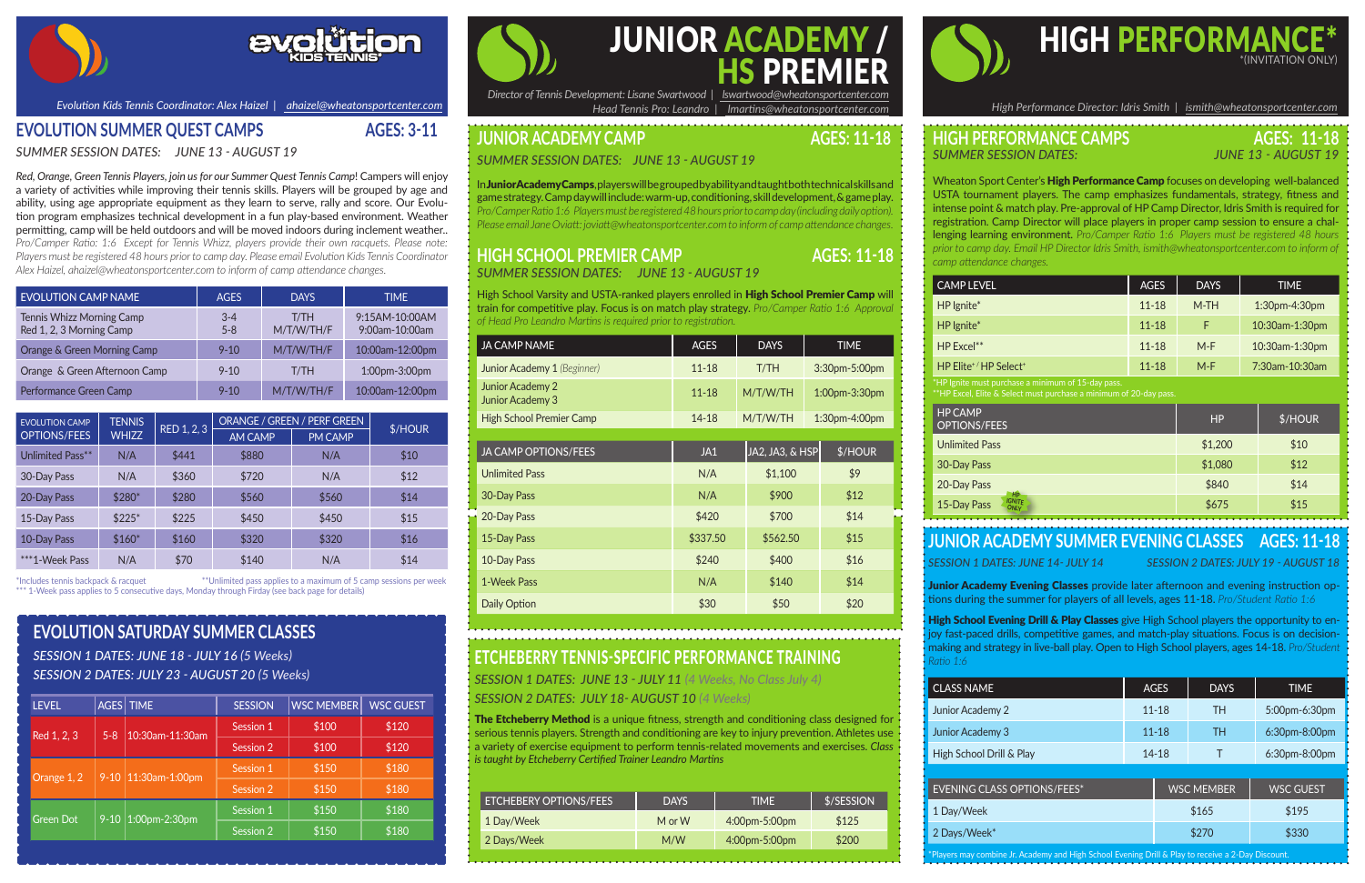# evolution KIDS TENNIS

*Evolution Kids Tennis Coordinator: Alex Haizel | ahaizel@wheatonsportcenter.com*

## EVOLUTION SUMMER QUEST CAMPS — AGES: 3-11

*SUMMER SESSION DATES: JUNE 13 - AUGUST 19*

*Red, Orange, Green Tennis Players, join us for our Summer Quest Tennis Camp!* Campers will enjoy a variety of activities while improving their tennis skills. Players will be grouped by age and ability, using age appropriate equipment as they learn to serve, rally and score. Our Evolution program emphasizes technical development in a fun play-based environment. Weather permitting, camp will be held outdoors and will be moved indoors during inclement weather.. *Pro/Camper Ratio: 1:6 Except for Tennis Whizz, players provide their own racquets. Please note: Players must be registered 48 hours prior to camp day. Please email Evolution Kids Tennis Coordinator Alex Haizel, ahaizel@wheatonsportcenter.com to inform of camp attendance changes.*

| EVOLUTION CAMP NAME | AGES | DAYS | TIME |
|---|---|---|---|
| Tennis Whizz Morning Camp<br>Red 1, 2, 3 Morning Camp | 3-4<br>5-8 | T/TH<br>M/T/W/TH/F | 9:15AM-10:00AM<br>9:00am-10:00am |
| Orange & Green Morning Camp | 9-10 | M/T/W/TH/F | 10:00am-12:00pm |
| Orange & Green Afternoon Camp | 9-10 | T/TH | 1:00pm-3:00pm |
| Performance Green Camp | 9-10 | M/T/W/TH/F | 10:00am-12:00pm |

| EVOLUTION CAMP OPTIONS/FEES | TENNIS WHIZZ | RED 1, 2, 3 | ORANGE / GREEN / PERF GREEN | | $/HOUR |
|---|---|---|---|---|---|
| | | | AM CAMP | PM CAMP | |
| Unlimited Pass** | N/A | $441 | $880 | N/A | $10 |
| 30-Day Pass | N/A | $360 | $720 | N/A | $12 |
| 20-Day Pass | $280* | $280 | $560 | $560 | $14 |
| 15-Day Pass | $225* | $225 | $450 | $450 | $15 |
| 10-Day Pass | $160* | $160 | $320 | $320 | $16 |
| ***1-Week Pass | N/A | $70 | $140 | N/A | $14 |

*Includes tennis backpack & racquet **Unlimited pass applies to a maximum of 5 camp sessions per week
*** 1-Week pass applies to 5 consecutive days, Monday through Firday (see back page for details)

## EVOLUTION SATURDAY SUMMER CLASSES

*SESSION 1 DATES: JUNE 18 - JULY 16 (5 Weeks)*
*SESSION 2 DATES: JULY 23 - AUGUST 20 (5 Weeks)*

| LEVEL | AGES | TIME | SESSION | WSC MEMBER | WSC GUEST |
|---|---|---|---|---|---|
| Red 1, 2, 3 | 5-8 | 10:30am-11:30am | Session 1 | $100 | $120 |
| | | | Session 2 | $100 | $120 |
| Orange 1, 2 | 9-10 | 11:30am-1:00pm | Session 1 | $150 | $180 |
| | | | Session 2 | $150 | $180 |
| Green Dot | 9-10 | 1:00pm-2:30pm | Session 1 | $150 | $180 |
| | | | Session 2 | $150 | $180 |

# JUNIOR ACADEMY / HS PREMIER

*Director of Tennis Development: Lisane Swartwood | lswartwood@wheatonsportcenter.com*
*Head Tennis Pro: Leandro | lmartins@wheatonsportcenter.com*

## JUNIOR ACADEMY CAMP — AGES: 11-18

*SUMMER SESSION DATES: JUNE 13 - AUGUST 19*

In **Junior Academy Camps**, players will be grouped by ability and taught both technical skills and game strategy. Camp day will include: warm-up, conditioning, skill development, & game play. *Pro/Camper Ratio 1:6 Players must be registered 48 hours prior to camp day (including daily option). Please email Jane Oviatt: joviatt@wheatonsportcenter.com to inform of camp attendance changes.*

## HIGH SCHOOL PREMIER CAMP — AGES: 11-18

*SUMMER SESSION DATES: JUNE 13 - AUGUST 19*

High School Varsity and USTA-ranked players enrolled in **High School Premier Camp** will train for competitive play. Focus is on match play strategy. *Pro/Camper Ratio 1:6 Approval of Head Pro Leandro Martins is required to registration.*

| JA CAMP NAME | AGES | DAYS | TIME |
|---|---|---|---|
| Junior Academy 1 *(Beginner)* | 11-18 | T/TH | 3:30pm-5:00pm |
| Junior Academy 2<br>Junior Academy 3 | 11-18 | M/T/W/TH | 1:00pm-3:30pm |
| High School Premier Camp | 14-18 | M/T/W/TH | 1:30pm-4:00pm |

| JA CAMP OPTIONS/FEES | JA1 | JA2, JA3, & HSP | $/HOUR |
|---|---|---|---|
| Unlimited Pass | N/A | $1,100 | $9 |
| 30-Day Pass | N/A | $900 | $12 |
| 20-Day Pass | $420 | $700 | $14 |
| 15-Day Pass | $337.50 | $562.50 | $15 |
| 10-Day Pass | $240 | $400 | $16 |
| 1-Week Pass | N/A | $140 | $14 |
| Daily Option | $30 | $50 | $20 |

## ETCHEBERRY TENNIS-SPECIFIC PERFORMANCE TRAINING

*SESSION 1 DATES: JUNE 13 - JULY 11 (4 Weeks, No Class July 4)*
*SESSION 2 DATES: JULY 18- AUGUST 10 (4 Weeks)*

**The Etcheberry Method** is a unique fitness, strength and conditioning class designed for serious tennis players. Strength and conditioning are key to injury prevention. Athletes use a variety of exercise equipment to perform tennis-related movements and exercises. *Class is taught by Etcheberry Certified Trainer Leandro Martins*

| ETCHEBERY OPTIONS/FEES | DAYS | TIME | $/SESSION |
|---|---|---|---|
| 1 Day/Week | M or W | 4:00pm-5:00pm | $125 |
| 2 Days/Week | M/W | 4:00pm-5:00pm | $200 |

# HIGH PERFORMANCE*

*(INVITATION ONLY)

*High Performance Director: Idris Smith | ismith@wheatonsportcenter.com*

## HIGH PERFORMANCE CAMPS — AGES: 11-18

*SUMMER SESSION DATES: JUNE 13 - AUGUST 19*

Wheaton Sport Center's **High Performance Camp** focuses on developing well-balanced USTA tournament players. The camp emphasizes fundamentals, strategy, fitness and intense point & match play. Pre-approval of HP Camp Director, Idris Smith is required for registration. Camp Director will place players in proper camp session to ensure a challenging learning environment. *Pro/Camper Ratio 1:6 Players must be registered 48 hours prior to camp day. Email HP Director Idris Smith, ismith@wheatonsportcenter.com to inform of camp attendance changes.*

| CAMP LEVEL | AGES | DAYS | TIME |
|---|---|---|---|
| HP Ignite* | 11-18 | M-TH | 1:30pm-4:30pm |
| HP Ignite* | 11-18 | F | 10:30am-1:30pm |
| HP Excel** | 11-18 | M-F | 10:30am-1:30pm |
| HP Elite*/HP Select* | 11-18 | M-F | 7:30am-10:30am |

*HP Ignite must purchase a minimum of 15-day pass.
**HP Excel, Elite & Select must purchase a minimum of 20-day pass.

| HP CAMP OPTIONS/FEES | HP | $/HOUR |
|---|---|---|
| Unlimited Pass | $1,200 | $10 |
| 30-Day Pass | $1,080 | $12 |
| 20-Day Pass | $840 | $14 |
| 15-Day Pass (HP IGNITE ONLY) | $675 | $15 |

## JUNIOR ACADEMY SUMMER EVENING CLASSES — AGES: 11-18

*SESSION 1 DATES: JUNE 14- JULY 14*
*SESSION 2 DATES: JULY 19 - AUGUST 18*

**Junior Academy Evening Classes** provide later afternoon and evening instruction options during the summer for players of all levels, ages 11-18. *Pro/Student Ratio 1:6*

**High School Evening Drill & Play Classes** give High School players the opportunity to enjoy fast-paced drills, competitive games, and match-play situations. Focus is on decision-making and strategy in live-ball play. Open to High School players, ages 14-18. *Pro/Student Ratio 1:6*

| CLASS NAME | AGES | DAYS | TIME |
|---|---|---|---|
| Junior Academy 2 | 11-18 | TH | 5:00pm-6:30pm |
| Junior Academy 3 | 11-18 | TH | 6:30pm-8:00pm |
| High School Drill & Play | 14-18 | T | 6:30pm-8:00pm |

| EVENING CLASS OPTIONS/FEES* | WSC MEMBER | WSC GUEST |
|---|---|---|
| 1 Day/Week | $165 | $195 |
| 2 Days/Week* | $270 | $330 |

*Players may combine Jr. Academy and High School Evening Drill & Play to receive a 2-Day Discount.